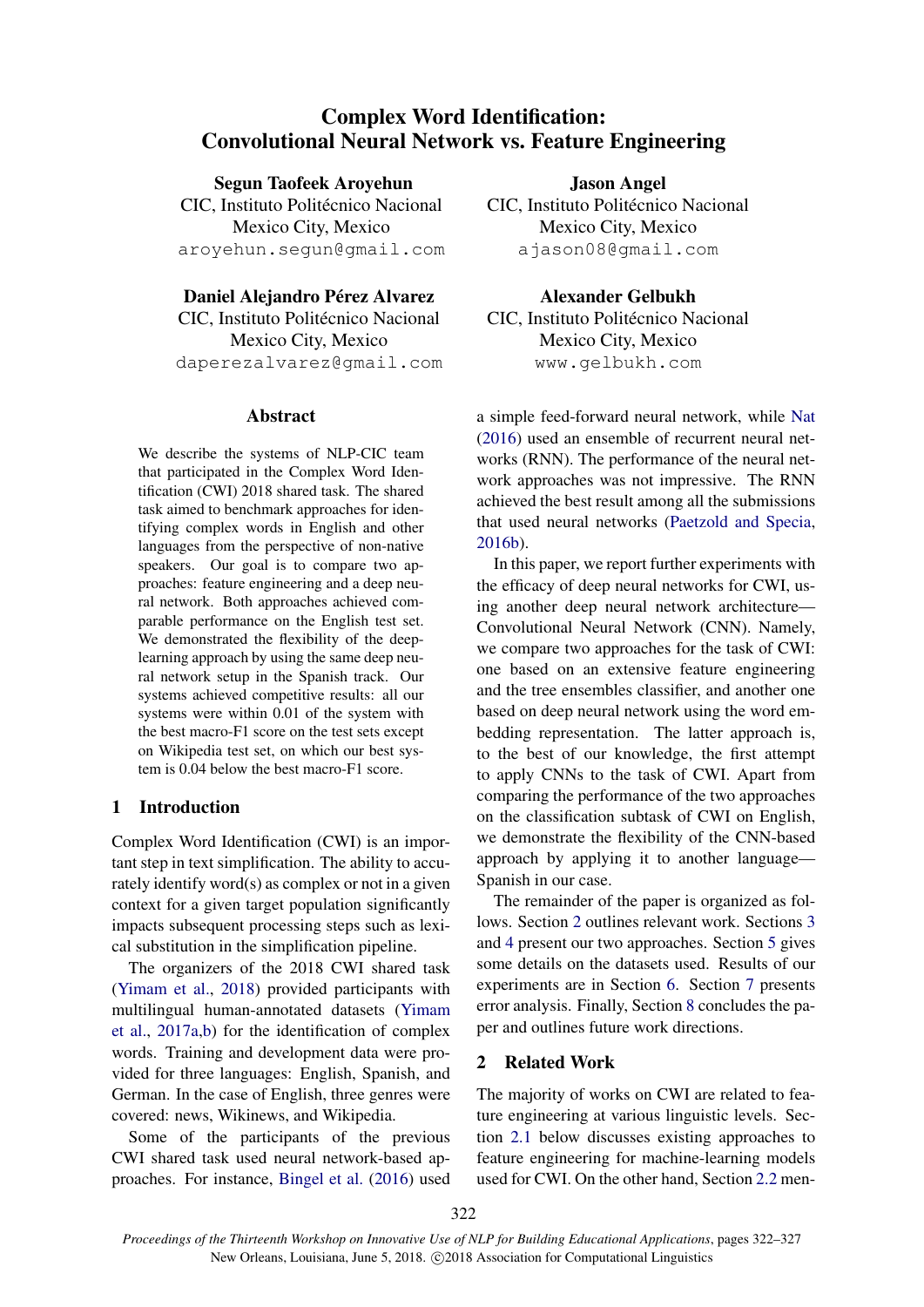# Complex Word Identification: Convolutional Neural Network vs. Feature Engineering

**Segun Taofeek Aroyehun**
CIC, Instituto Politécnico Nacional
Mexico City, Mexico
aroyehun.segun@gmail.com

**Jason Angel**
CIC, Instituto Politécnico Nacional
Mexico City, Mexico
ajason08@gmail.com

**Daniel Alejandro Pérez Alvarez**
CIC, Instituto Politécnico Nacional
Mexico City, Mexico
daperezalvarez@gmail.com

**Alexander Gelbukh**
CIC, Instituto Politécnico Nacional
Mexico City, Mexico
www.gelbukh.com

## Abstract

We describe the systems of NLP-CIC team that participated in the Complex Word Identification (CWI) 2018 shared task. The shared task aimed to benchmark approaches for identifying complex words in English and other languages from the perspective of non-native speakers. Our goal is to compare two approaches: feature engineering and a deep neural network. Both approaches achieved comparable performance on the English test set. We demonstrated the flexibility of the deep-learning approach by using the same deep neural network setup in the Spanish track. Our systems achieved competitive results: all our systems were within 0.01 of the system with the best macro-F1 score on the test sets except on Wikipedia test set, on which our best system is 0.04 below the best macro-F1 score.

## 1 Introduction

Complex Word Identification (CWI) is an important step in text simplification. The ability to accurately identify word(s) as complex or not in a given context for a given target population significantly impacts subsequent processing steps such as lexical substitution in the simplification pipeline.

The organizers of the 2018 CWI shared task (Yimam et al., 2018) provided participants with multilingual human-annotated datasets (Yimam et al., 2017a,b) for the identification of complex words. Training and development data were provided for three languages: English, Spanish, and German. In the case of English, three genres were covered: news, Wikinews, and Wikipedia.

Some of the participants of the previous CWI shared task used neural network-based approaches. For instance, Bingel et al. (2016) used a simple feed-forward neural network, while Nat (2016) used an ensemble of recurrent neural networks (RNN). The performance of the neural network approaches was not impressive. The RNN achieved the best result among all the submissions that used neural networks (Paetzold and Specia, 2016b).

In this paper, we report further experiments with the efficacy of deep neural networks for CWI, using another deep neural network architecture—Convolutional Neural Network (CNN). Namely, we compare two approaches for the task of CWI: one based on an extensive feature engineering and the tree ensembles classifier, and another one based on deep neural network using the word embedding representation. The latter approach is, to the best of our knowledge, the first attempt to apply CNNs to the task of CWI. Apart from comparing the performance of the two approaches on the classification subtask of CWI on English, we demonstrate the flexibility of the CNN-based approach by applying it to another language—Spanish in our case.

The remainder of the paper is organized as follows. Section 2 outlines relevant work. Sections 3 and 4 present our two approaches. Section 5 gives some details on the datasets used. Results of our experiments are in Section 6. Section 7 presents error analysis. Finally, Section 8 concludes the paper and outlines future work directions.

## 2 Related Work

The majority of works on CWI are related to feature engineering at various linguistic levels. Section 2.1 below discusses existing approaches to feature engineering for machine-learning models used for CWI. On the other hand, Section 2.2 men-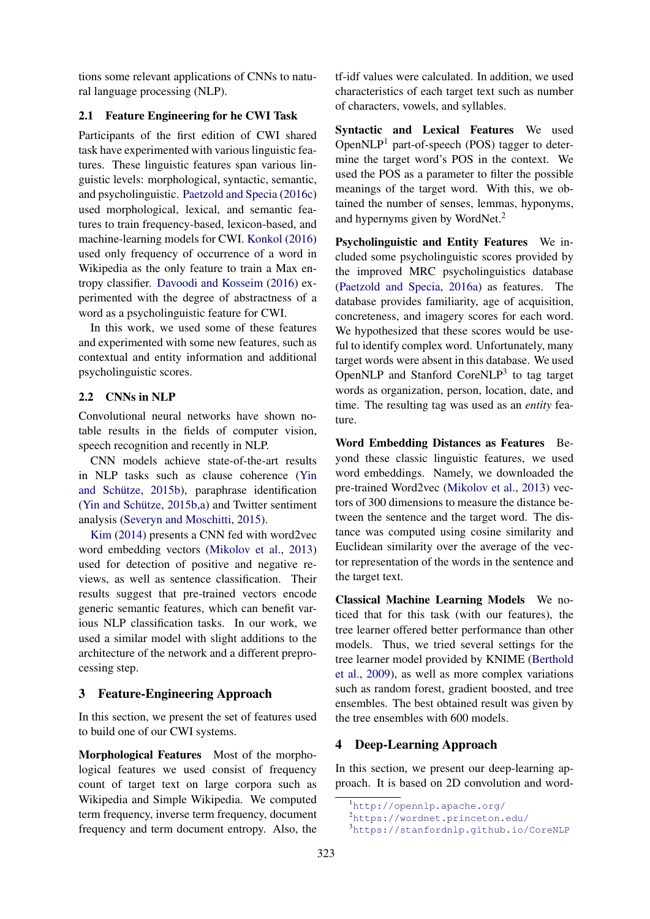tions some relevant applications of CNNs to natural language processing (NLP).

### 2.1 Feature Engineering for he CWI Task

Participants of the first edition of CWI shared task have experimented with various linguistic features. These linguistic features span various linguistic levels: morphological, syntactic, semantic, and psycholinguistic. Paetzold and Specia (2016c) used morphological, lexical, and semantic features to train frequency-based, lexicon-based, and machine-learning models for CWI. Konkol (2016) used only frequency of occurrence of a word in Wikipedia as the only feature to train a Max entropy classifier. Davoodi and Kosseim (2016) experimented with the degree of abstractness of a word as a psycholinguistic feature for CWI.

In this work, we used some of these features and experimented with some new features, such as contextual and entity information and additional psycholinguistic scores.

### 2.2 CNNs in NLP

Convolutional neural networks have shown notable results in the fields of computer vision, speech recognition and recently in NLP.

CNN models achieve state-of-the-art results in NLP tasks such as clause coherence (Yin and Schütze, 2015b), paraphrase identification (Yin and Schütze, 2015b,a) and Twitter sentiment analysis (Severyn and Moschitti, 2015).

Kim (2014) presents a CNN fed with word2vec word embedding vectors (Mikolov et al., 2013) used for detection of positive and negative reviews, as well as sentence classification. Their results suggest that pre-trained vectors encode generic semantic features, which can benefit various NLP classification tasks. In our work, we used a similar model with slight additions to the architecture of the network and a different preprocessing step.

## 3 Feature-Engineering Approach

In this section, we present the set of features used to build one of our CWI systems.

**Morphological Features** Most of the morphological features we used consist of frequency count of target text on large corpora such as Wikipedia and Simple Wikipedia. We computed term frequency, inverse term frequency, document frequency and term document entropy. Also, the tf-idf values were calculated. In addition, we used characteristics of each target text such as number of characters, vowels, and syllables.

**Syntactic and Lexical Features** We used OpenNLP[1] part-of-speech (POS) tagger to determine the target word's POS in the context. We used the POS as a parameter to filter the possible meanings of the target word. With this, we obtained the number of senses, lemmas, hyponyms, and hypernyms given by WordNet.[2]

**Psycholinguistic and Entity Features** We included some psycholinguistic scores provided by the improved MRC psycholinguistics database (Paetzold and Specia, 2016a) as features. The database provides familiarity, age of acquisition, concreteness, and imagery scores for each word. We hypothesized that these scores would be useful to identify complex word. Unfortunately, many target words were absent in this database. We used OpenNLP and Stanford CoreNLP[3] to tag target words as organization, person, location, date, and time. The resulting tag was used as an *entity* feature.

**Word Embedding Distances as Features** Beyond these classic linguistic features, we used word embeddings. Namely, we downloaded the pre-trained Word2vec (Mikolov et al., 2013) vectors of 300 dimensions to measure the distance between the sentence and the target word. The distance was computed using cosine similarity and Euclidean similarity over the average of the vector representation of the words in the sentence and the target text.

**Classical Machine Learning Models** We noticed that for this task (with our features), the tree learner offered better performance than other models. Thus, we tried several settings for the tree learner model provided by KNIME (Berthold et al., 2009), as well as more complex variations such as random forest, gradient boosted, and tree ensembles. The best obtained result was given by the tree ensembles with 600 models.

## 4 Deep-Learning Approach

In this section, we present our deep-learning approach. It is based on 2D convolution and word-

[1] http://opennlp.apache.org/

[2] https://wordnet.princeton.edu/

[3] https://stanfordnlp.github.io/CoreNLP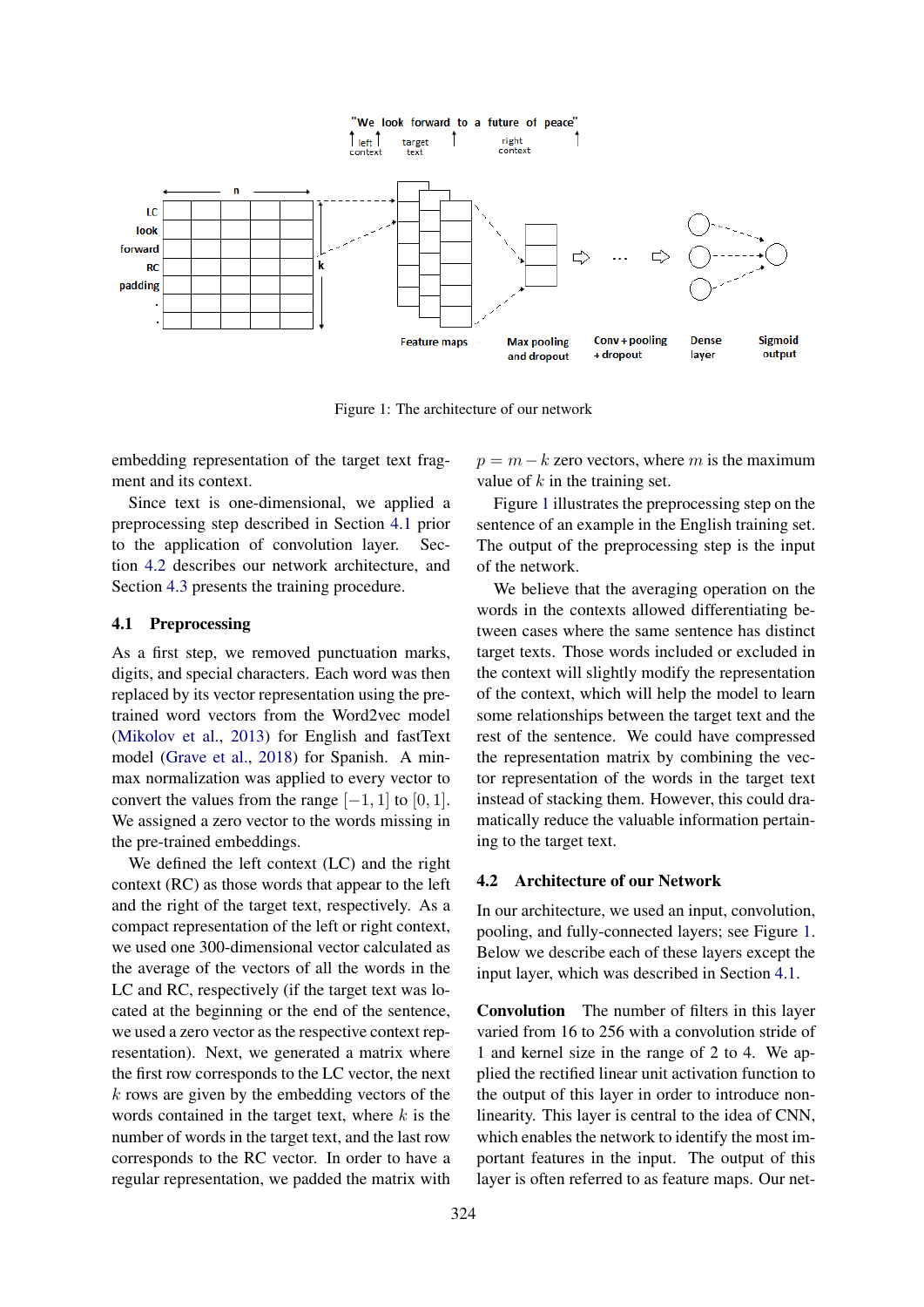Figure 1: The architecture of our network

embedding representation of the target text fragment and its context.

Since text is one-dimensional, we applied a preprocessing step described in Section 4.1 prior to the application of convolution layer. Section 4.2 describes our network architecture, and Section 4.3 presents the training procedure.

### 4.1 Preprocessing

As a first step, we removed punctuation marks, digits, and special characters. Each word was then replaced by its vector representation using the pre-trained word vectors from the Word2vec model (Mikolov et al., 2013) for English and fastText model (Grave et al., 2018) for Spanish. A min-max normalization was applied to every vector to convert the values from the range $[-1, 1]$ to $[0, 1]$. We assigned a zero vector to the words missing in the pre-trained embeddings.

We defined the left context (LC) and the right context (RC) as those words that appear to the left and the right of the target text, respectively. As a compact representation of the left or right context, we used one 300-dimensional vector calculated as the average of the vectors of all the words in the LC and RC, respectively (if the target text was located at the beginning or the end of the sentence, we used a zero vector as the respective context representation). Next, we generated a matrix where the first row corresponds to the LC vector, the next $k$ rows are given by the embedding vectors of the words contained in the target text, where $k$ is the number of words in the target text, and the last row corresponds to the RC vector. In order to have a regular representation, we padded the matrix with $p = m - k$ zero vectors, where $m$ is the maximum value of $k$ in the training set.

Figure 1 illustrates the preprocessing step on the sentence of an example in the English training set. The output of the preprocessing step is the input of the network.

We believe that the averaging operation on the words in the contexts allowed differentiating between cases where the same sentence has distinct target texts. Those words included or excluded in the context will slightly modify the representation of the context, which will help the model to learn some relationships between the target text and the rest of the sentence. We could have compressed the representation matrix by combining the vector representation of the words in the target text instead of stacking them. However, this could dramatically reduce the valuable information pertaining to the target text.

### 4.2 Architecture of our Network

In our architecture, we used an input, convolution, pooling, and fully-connected layers; see Figure 1. Below we describe each of these layers except the input layer, which was described in Section 4.1.

**Convolution** The number of filters in this layer varied from 16 to 256 with a convolution stride of 1 and kernel size in the range of 2 to 4. We applied the rectified linear unit activation function to the output of this layer in order to introduce non-linearity. This layer is central to the idea of CNN, which enables the network to identify the most important features in the input. The output of this layer is often referred to as feature maps. Our net-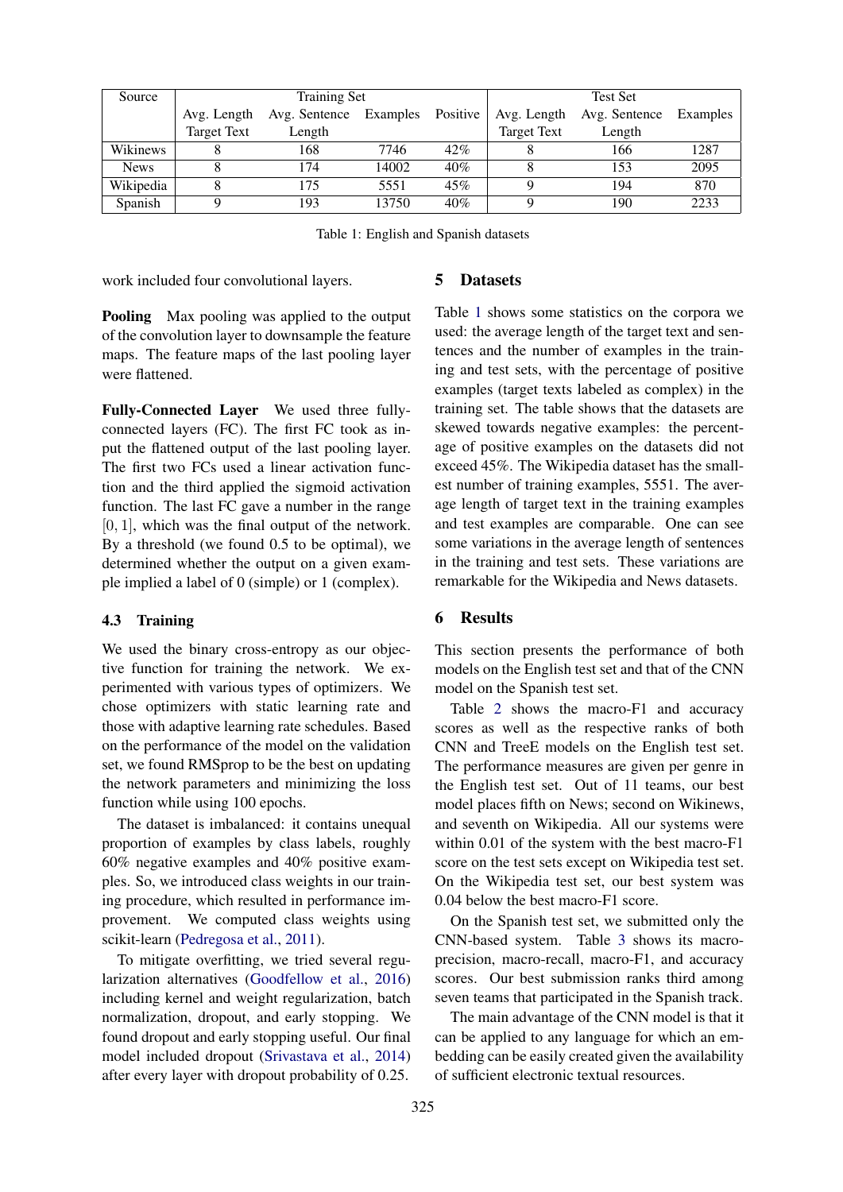| Source | Training Set | | | | Test Set | | |
|---|---|---|---|---|---|---|---|
| | Avg. Length Target Text | Avg. Sentence Length | Examples | Positive | Avg. Length Target Text | Avg. Sentence Length | Examples |
| Wikinews | 8 | 168 | 7746 | 42% | 8 | 166 | 1287 |
| News | 8 | 174 | 14002 | 40% | 8 | 153 | 2095 |
| Wikipedia | 8 | 175 | 5551 | 45% | 9 | 194 | 870 |
| Spanish | 9 | 193 | 13750 | 40% | 9 | 190 | 2233 |

Table 1: English and Spanish datasets

work included four convolutional layers.

**Pooling** Max pooling was applied to the output of the convolution layer to downsample the feature maps. The feature maps of the last pooling layer were flattened.

**Fully-Connected Layer** We used three fully-connected layers (FC). The first FC took as input the flattened output of the last pooling layer. The first two FCs used a linear activation function and the third applied the sigmoid activation function. The last FC gave a number in the range $[0, 1]$, which was the final output of the network. By a threshold (we found 0.5 to be optimal), we determined whether the output on a given example implied a label of 0 (simple) or 1 (complex).

### 4.3 Training

We used the binary cross-entropy as our objective function for training the network. We experimented with various types of optimizers. We chose optimizers with static learning rate and those with adaptive learning rate schedules. Based on the performance of the model on the validation set, we found RMSprop to be the best on updating the network parameters and minimizing the loss function while using 100 epochs.

The dataset is imbalanced: it contains unequal proportion of examples by class labels, roughly 60% negative examples and 40% positive examples. So, we introduced class weights in our training procedure, which resulted in performance improvement. We computed class weights using scikit-learn (Pedregosa et al., 2011).

To mitigate overfitting, we tried several regularization alternatives (Goodfellow et al., 2016) including kernel and weight regularization, batch normalization, dropout, and early stopping. We found dropout and early stopping useful. Our final model included dropout (Srivastava et al., 2014) after every layer with dropout probability of 0.25.

## 5 Datasets

Table 1 shows some statistics on the corpora we used: the average length of the target text and sentences and the number of examples in the training and test sets, with the percentage of positive examples (target texts labeled as complex) in the training set. The table shows that the datasets are skewed towards negative examples: the percentage of positive examples on the datasets did not exceed 45%. The Wikipedia dataset has the smallest number of training examples, 5551. The average length of target text in the training examples and test examples are comparable. One can see some variations in the average length of sentences in the training and test sets. These variations are remarkable for the Wikipedia and News datasets.

## 6 Results

This section presents the performance of both models on the English test set and that of the CNN model on the Spanish test set.

Table 2 shows the macro-F1 and accuracy scores as well as the respective ranks of both CNN and TreeE models on the English test set. The performance measures are given per genre in the English test set. Out of 11 teams, our best model places fifth on News; second on Wikinews, and seventh on Wikipedia. All our systems were within 0.01 of the system with the best macro-F1 score on the test sets except on Wikipedia test set. On the Wikipedia test set, our best system was 0.04 below the best macro-F1 score.

On the Spanish test set, we submitted only the CNN-based system. Table 3 shows its macro-precision, macro-recall, macro-F1, and accuracy scores. Our best submission ranks third among seven teams that participated in the Spanish track.

The main advantage of the CNN model is that it can be applied to any language for which an embedding can be easily created given the availability of sufficient electronic textual resources.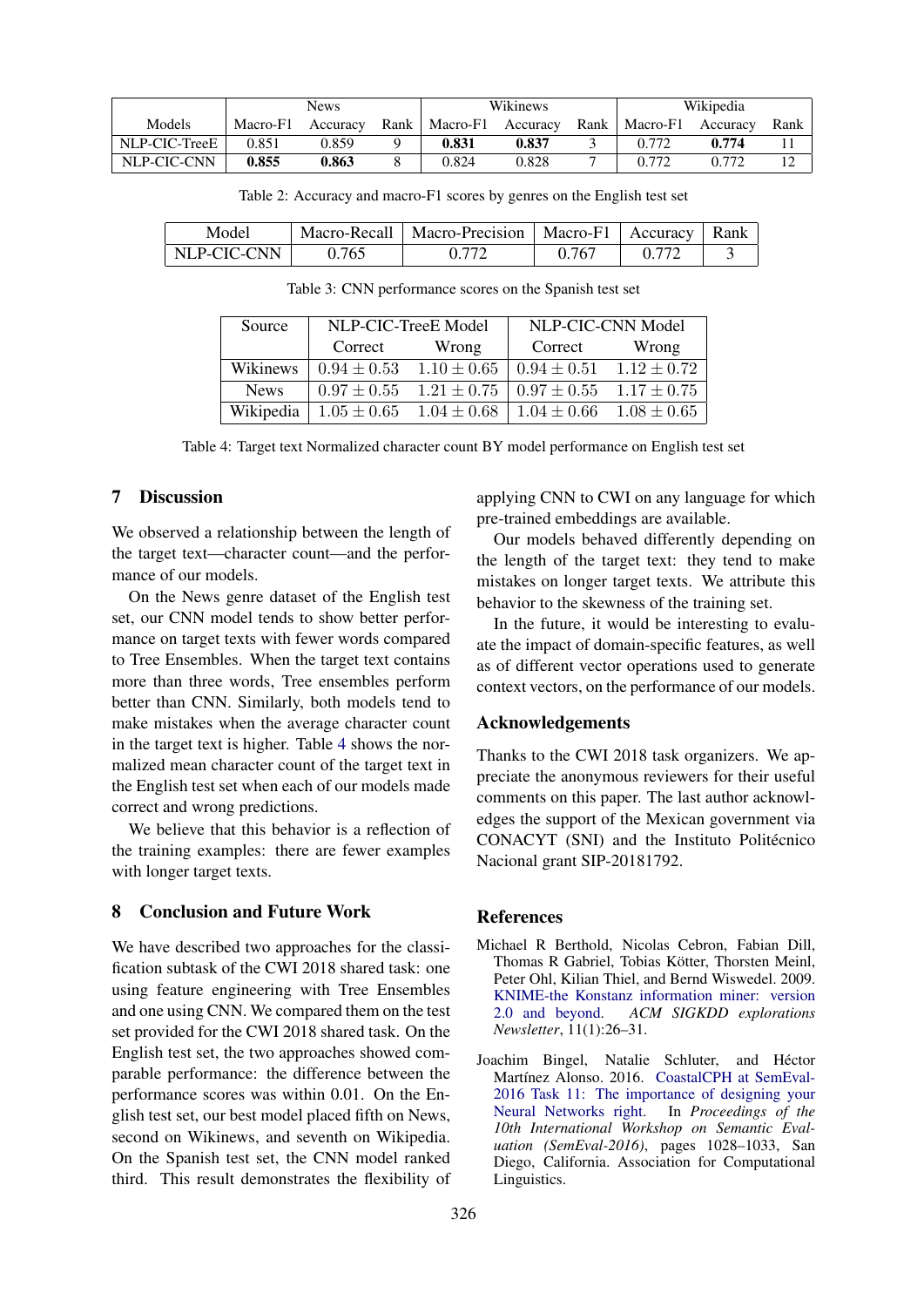| Models | News | | | Wikinews | | | Wikipedia | | |
|---|---|---|---|---|---|---|---|---|---|
| | Macro-F1 | Accuracy | Rank | Macro-F1 | Accuracy | Rank | Macro-F1 | Accuracy | Rank |
| NLP-CIC-TreeE | 0.851 | 0.859 | 9 | **0.831** | **0.837** | 3 | 0.772 | **0.774** | 11 |
| NLP-CIC-CNN | **0.855** | **0.863** | 8 | 0.824 | 0.828 | 7 | 0.772 | 0.772 | 12 |

Table 2: Accuracy and macro-F1 scores by genres on the English test set

| Model | Macro-Recall | Macro-Precision | Macro-F1 | Accuracy | Rank |
|---|---|---|---|---|---|
| NLP-CIC-CNN | 0.765 | 0.772 | 0.767 | 0.772 | 3 |

Table 3: CNN performance scores on the Spanish test set

| Source | NLP-CIC-TreeE Model | | NLP-CIC-CNN Model | |
|---|---|---|---|---|
| | Correct | Wrong | Correct | Wrong |
| Wikinews | $0.94 \pm 0.53$ | $1.10 \pm 0.65$ | $0.94 \pm 0.51$ | $1.12 \pm 0.72$ |
| News | $0.97 \pm 0.55$ | $1.21 \pm 0.75$ | $0.97 \pm 0.55$ | $1.17 \pm 0.75$ |
| Wikipedia | $1.05 \pm 0.65$ | $1.04 \pm 0.68$ | $1.04 \pm 0.66$ | $1.08 \pm 0.65$ |

Table 4: Target text Normalized character count BY model performance on English test set

## 7 Discussion

We observed a relationship between the length of the target text—character count—and the performance of our models.

On the News genre dataset of the English test set, our CNN model tends to show better performance on target texts with fewer words compared to Tree Ensembles. When the target text contains more than three words, Tree ensembles perform better than CNN. Similarly, both models tend to make mistakes when the average character count in the target text is higher. Table 4 shows the normalized mean character count of the target text in the English test set when each of our models made correct and wrong predictions.

We believe that this behavior is a reflection of the training examples: there are fewer examples with longer target texts.

## 8 Conclusion and Future Work

We have described two approaches for the classification subtask of the CWI 2018 shared task: one using feature engineering with Tree Ensembles and one using CNN. We compared them on the test set provided for the CWI 2018 shared task. On the English test set, the two approaches showed comparable performance: the difference between the performance scores was within 0.01. On the English test set, our best model placed fifth on News, second on Wikinews, and seventh on Wikipedia. On the Spanish test set, the CNN model ranked third. This result demonstrates the flexibility of applying CNN to CWI on any language for which pre-trained embeddings are available.

Our models behaved differently depending on the length of the target text: they tend to make mistakes on longer target texts. We attribute this behavior to the skewness of the training set.

In the future, it would be interesting to evaluate the impact of domain-specific features, as well as of different vector operations used to generate context vectors, on the performance of our models.

## Acknowledgements

Thanks to the CWI 2018 task organizers. We appreciate the anonymous reviewers for their useful comments on this paper. The last author acknowledges the support of the Mexican government via CONACYT (SNI) and the Instituto Politécnico Nacional grant SIP-20181792.

## References

Michael R Berthold, Nicolas Cebron, Fabian Dill, Thomas R Gabriel, Tobias Kötter, Thorsten Meinl, Peter Ohl, Kilian Thiel, and Bernd Wiswedel. 2009. KNIME-the Konstanz information miner: version 2.0 and beyond. *ACM SIGKDD explorations Newsletter*, 11(1):26–31.

Joachim Bingel, Natalie Schluter, and Héctor Martínez Alonso. 2016. CoastalCPH at SemEval-2016 Task 11: The importance of designing your Neural Networks right. In *Proceedings of the 10th International Workshop on Semantic Evaluation (SemEval-2016)*, pages 1028–1033, San Diego, California. Association for Computational Linguistics.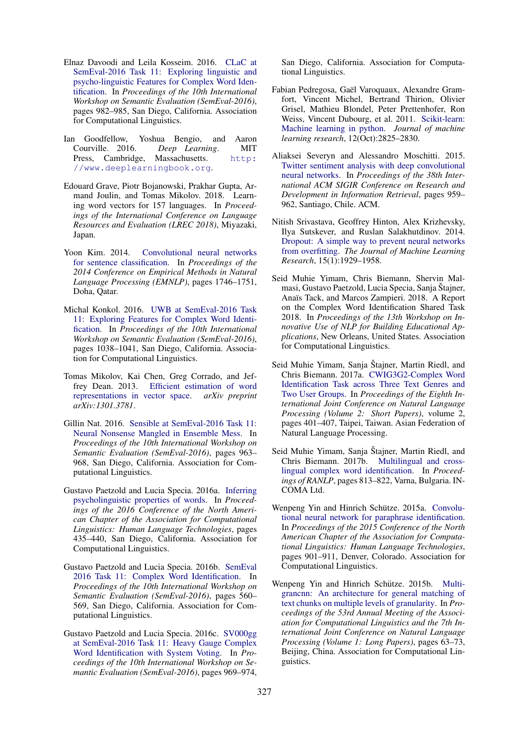Elnaz Davoodi and Leila Kosseim. 2016. CLaC at SemEval-2016 Task 11: Exploring linguistic and psycho-linguistic Features for Complex Word Identification. In *Proceedings of the 10th International Workshop on Semantic Evaluation (SemEval-2016)*, pages 982–985, San Diego, California. Association for Computational Linguistics.

Ian Goodfellow, Yoshua Bengio, and Aaron Courville. 2016. *Deep Learning*. MIT Press, Cambridge, Massachusetts. http://www.deeplearningbook.org.

Edouard Grave, Piotr Bojanowski, Prakhar Gupta, Armand Joulin, and Tomas Mikolov. 2018. Learning word vectors for 157 languages. In *Proceedings of the International Conference on Language Resources and Evaluation (LREC 2018)*, Miyazaki, Japan.

Yoon Kim. 2014. Convolutional neural networks for sentence classification. In *Proceedings of the 2014 Conference on Empirical Methods in Natural Language Processing (EMNLP)*, pages 1746–1751, Doha, Qatar.

Michal Konkol. 2016. UWB at SemEval-2016 Task 11: Exploring Features for Complex Word Identification. In *Proceedings of the 10th International Workshop on Semantic Evaluation (SemEval-2016)*, pages 1038–1041, San Diego, California. Association for Computational Linguistics.

Tomas Mikolov, Kai Chen, Greg Corrado, and Jeffrey Dean. 2013. Efficient estimation of word representations in vector space. *arXiv preprint arXiv:1301.3781*.

Gillin Nat. 2016. Sensible at SemEval-2016 Task 11: Neural Nonsense Mangled in Ensemble Mess. In *Proceedings of the 10th International Workshop on Semantic Evaluation (SemEval-2016)*, pages 963–968, San Diego, California. Association for Computational Linguistics.

Gustavo Paetzold and Lucia Specia. 2016a. Inferring psycholinguistic properties of words. In *Proceedings of the 2016 Conference of the North American Chapter of the Association for Computational Linguistics: Human Language Technologies*, pages 435–440, San Diego, California. Association for Computational Linguistics.

Gustavo Paetzold and Lucia Specia. 2016b. SemEval 2016 Task 11: Complex Word Identification. In *Proceedings of the 10th International Workshop on Semantic Evaluation (SemEval-2016)*, pages 560–569, San Diego, California. Association for Computational Linguistics.

Gustavo Paetzold and Lucia Specia. 2016c. SV000gg at SemEval-2016 Task 11: Heavy Gauge Complex Word Identification with System Voting. In *Proceedings of the 10th International Workshop on Semantic Evaluation (SemEval-2016)*, pages 969–974, San Diego, California. Association for Computational Linguistics.

Fabian Pedregosa, Gaël Varoquaux, Alexandre Gramfort, Vincent Michel, Bertrand Thirion, Olivier Grisel, Mathieu Blondel, Peter Prettenhofer, Ron Weiss, Vincent Dubourg, et al. 2011. Scikit-learn: Machine learning in python. *Journal of machine learning research*, 12(Oct):2825–2830.

Aliaksei Severyn and Alessandro Moschitti. 2015. Twitter sentiment analysis with deep convolutional neural networks. In *Proceedings of the 38th International ACM SIGIR Conference on Research and Development in Information Retrieval*, pages 959–962, Santiago, Chile. ACM.

Nitish Srivastava, Geoffrey Hinton, Alex Krizhevsky, Ilya Sutskever, and Ruslan Salakhutdinov. 2014. Dropout: A simple way to prevent neural networks from overfitting. *The Journal of Machine Learning Research*, 15(1):1929–1958.

Seid Muhie Yimam, Chris Biemann, Shervin Malmasi, Gustavo Paetzold, Lucia Specia, Sanja Štajner, Anaïs Tack, and Marcos Zampieri. 2018. A Report on the Complex Word Identification Shared Task 2018. In *Proceedings of the 13th Workshop on Innovative Use of NLP for Building Educational Applications*, New Orleans, United States. Association for Computational Linguistics.

Seid Muhie Yimam, Sanja Štajner, Martin Riedl, and Chris Biemann. 2017a. CWIG3G2-Complex Word Identification Task across Three Text Genres and Two User Groups. In *Proceedings of the Eighth International Joint Conference on Natural Language Processing (Volume 2: Short Papers)*, volume 2, pages 401–407, Taipei, Taiwan. Asian Federation of Natural Language Processing.

Seid Muhie Yimam, Sanja Štajner, Martin Riedl, and Chris Biemann. 2017b. Multilingual and cross-lingual complex word identification. In *Proceedings of RANLP*, pages 813–822, Varna, Bulgaria. INCOMA Ltd.

Wenpeng Yin and Hinrich Schütze. 2015a. Convolutional neural network for paraphrase identification. In *Proceedings of the 2015 Conference of the North American Chapter of the Association for Computational Linguistics: Human Language Technologies*, pages 901–911, Denver, Colorado. Association for Computational Linguistics.

Wenpeng Yin and Hinrich Schütze. 2015b. Multigrancnn: An architecture for general matching of text chunks on multiple levels of granularity. In *Proceedings of the 53rd Annual Meeting of the Association for Computational Linguistics and the 7th International Joint Conference on Natural Language Processing (Volume 1: Long Papers)*, pages 63–73, Beijing, China. Association for Computational Linguistics.